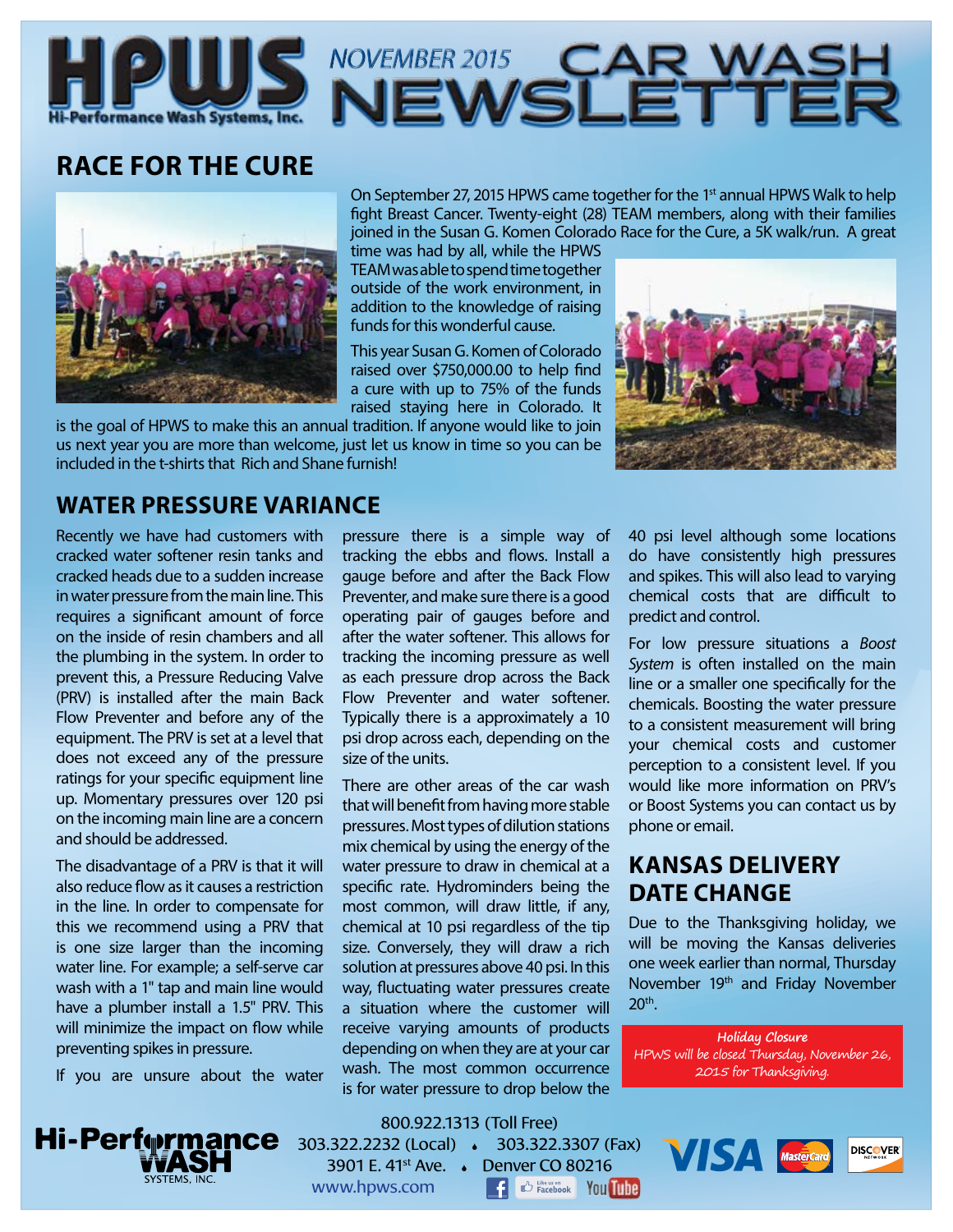# HPWS Hi-Performance Wash Systems, Inc. NOVEMBER 2015 CAR WASH NEWSLETTER

## RACE FOR THE CURE

On September 27, 2015 HPWS came together for the 1st annual HPWS Walk to help fight Breast Cancer. Twenty-eight (28) TEAM members, along with their families joined in the Susan G. Komen Colorado Race for the Cure, a 5K walk/run. A great time was had by all, while the HPWS TEAM was able to spend time together outside of the work environment, in addition to the knowledge of raising funds for this wonderful cause.

This year Susan G. Komen of Colorado raised over $750,000.00 to help find a cure with up to 75% of the funds raised staying here in Colorado. It is the goal of HPWS to make this an annual tradition. If anyone would like to join us next year you are more than welcome, just let us know in time so you can be included in the t-shirts that Rich and Shane furnish!

## WATER PRESSURE VARIANCE

Recently we have had customers with cracked water softener resin tanks and cracked heads due to a sudden increase in water pressure from the main line. This requires a significant amount of force on the inside of resin chambers and all the plumbing in the system. In order to prevent this, a Pressure Reducing Valve (PRV) is installed after the main Back Flow Preventer and before any of the equipment. The PRV is set at a level that does not exceed any of the pressure ratings for your specific equipment line up. Momentary pressures over 120 psi on the incoming main line are a concern and should be addressed.

The disadvantage of a PRV is that it will also reduce flow as it causes a restriction in the line. In order to compensate for this we recommend using a PRV that is one size larger than the incoming water line. For example; a self-serve car wash with a 1" tap and main line would have a plumber install a 1.5" PRV. This will minimize the impact on flow while preventing spikes in pressure.

If you are unsure about the water pressure there is a simple way of tracking the ebbs and flows. Install a gauge before and after the Back Flow Preventer, and make sure there is a good operating pair of gauges before and after the water softener. This allows for tracking the incoming pressure as well as each pressure drop across the Back Flow Preventer and water softener. Typically there is a approximately a 10 psi drop across each, depending on the size of the units.

There are other areas of the car wash that will benefit from having more stable pressures. Most types of dilution stations mix chemical by using the energy of the water pressure to draw in chemical at a specific rate. Hydrominders being the most common, will draw little, if any, chemical at 10 psi regardless of the tip size. Conversely, they will draw a rich solution at pressures above 40 psi. In this way, fluctuating water pressures create a situation where the customer will receive varying amounts of products depending on when they are at your car wash. The most common occurrence is for water pressure to drop below the 40 psi level although some locations do have consistently high pressures and spikes. This will also lead to varying chemical costs that are difficult to predict and control.

For low pressure situations a *Boost System* is often installed on the main line or a smaller one specifically for the chemicals. Boosting the water pressure to a consistent measurement will bring your chemical costs and customer perception to a consistent level. If you would like more information on PRV's or Boost Systems you can contact us by phone or email.

## KANSAS DELIVERY DATE CHANGE

Due to the Thanksgiving holiday, we will be moving the Kansas deliveries one week earlier than normal, Thursday November 19th and Friday November 20th.

**Holiday Closure**
*HPWS will be closed Thursday, November 26, 2015 for Thanksgiving.*

Hi-Performance WASH SYSTEMS, INC.
800.922.1313 (Toll Free)
303.322.2232 (Local) • 303.322.3307 (Fax)
3901 E. 41st Ave. • Denver CO 80216
www.hpws.com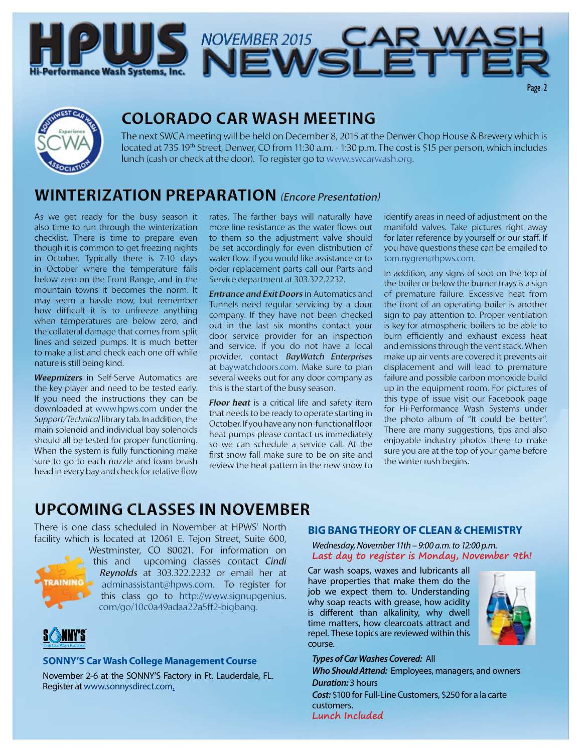# HPWS Hi-Performance Wash Systems, Inc. NOVEMBER 2015 CAR WASH NEWSLETTER

## COLORADO CAR WASH MEETING

The next SWCA meeting will be held on December 8, 2015 at the Denver Chop House & Brewery which is located at 735 19th Street, Denver, CO from 11:30 a.m. - 1:30 p.m. The cost is $15 per person, which includes lunch (cash or check at the door). To register go to www.swcarwash.org.

## WINTERIZATION PREPARATION *(Encore Presentation)*

As we get ready for the busy season it also time to run through the winterization checklist. There is time to prepare even though it is common to get freezing nights in October. Typically there is 7-10 days in October where the temperature falls below zero on the Front Range, and in the mountain towns it becomes the norm. It may seem a hassle now, but remember how difficult it is to unfreeze anything when temperatures are below zero, and the collateral damage that comes from split lines and seized pumps. It is much better to make a list and check each one off while nature is still being kind.

***Weepmizers*** in Self-Serve Automatics are the key player and need to be tested early. If you need the instructions they can be downloaded at www.hpws.com under the *Support/Technical* library tab. In addition, the main solenoid and individual bay solenoids should all be tested for proper functioning. When the system is fully functioning make sure to go to each nozzle and foam brush head in every bay and check for relative flow rates. The farther bays will naturally have more line resistance as the water flows out to them so the adjustment valve should be set accordingly for even distribution of water flow. If you would like assistance or to order replacement parts call our Parts and Service department at 303.322.2232.

***Entrance and Exit Doors*** in Automatics and Tunnels need regular servicing by a door company. If they have not been checked out in the last six months contact your door service provider for an inspection and service. If you do not have a local provider, contact ***BayWatch Enterprises*** at baywatchdoors.com. Make sure to plan several weeks out for any door company as this is the start of the busy season.

***Floor heat*** is a critical life and safety item that needs to be ready to operate starting in October. If you have any non-functional floor heat pumps please contact us immediately so we can schedule a service call. At the first snow fall make sure to be on-site and review the heat pattern in the new snow to identify areas in need of adjustment on the manifold valves. Take pictures right away for later reference by yourself or our staff. If you have questions these can be emailed to tom.nygren@hpws.com.

In addition, any signs of soot on the top of the boiler or below the burner trays is a sign of premature failure. Excessive heat from the front of an operating boiler is another sign to pay attention to. Proper ventilation is key for atmospheric boilers to be able to burn efficiently and exhaust excess heat and emissions through the vent stack. When make up air vents are covered it prevents air displacement and will lead to premature failure and possible carbon monoxide build up in the equipment room. For pictures of this type of issue visit our Facebook page for Hi-Performance Wash Systems under the photo album of "It could be better". There are many suggestions, tips and also enjoyable industry photos there to make sure you are at the top of your game before the winter rush begins.

## UPCOMING CLASSES IN NOVEMBER

There is one class scheduled in November at HPWS' North facility which is located at 12061 E. Tejon Street, Suite 600, Westminster, CO 80021. For information on this and upcoming classes contact ***Cindi Reynolds*** at 303.322.2232 or email her at adminassistant@hpws.com. To register for this class go to http://www.signupgenius.com/go/10c0a49adaa22a5ff2-bigbang.

### BIG BANG THEORY OF CLEAN & CHEMISTRY

*Wednesday, November 11th – 9:00 a.m. to 12:00 p.m.*

**Last day to register is Monday, November 9th!**

Car wash soaps, waxes and lubricants all have properties that make them do the job we expect them to. Understanding why soap reacts with grease, how acidity is different than alkalinity, why dwell time matters, how clearcoats attract and repel. These topics are reviewed within this course.

***Types of Car Washes Covered:*** All
***Who Should Attend:*** Employees, managers, and owners
***Duration:*** 3 hours
***Cost:*** $100 for Full-Line Customers, $250 for a la carte customers.
**Lunch Included**

### SONNY'S Car Wash College Management Course

November 2-6 at the SONNY'S Factory in Ft. Lauderdale, FL. Register at www.sonnysdirect.com.